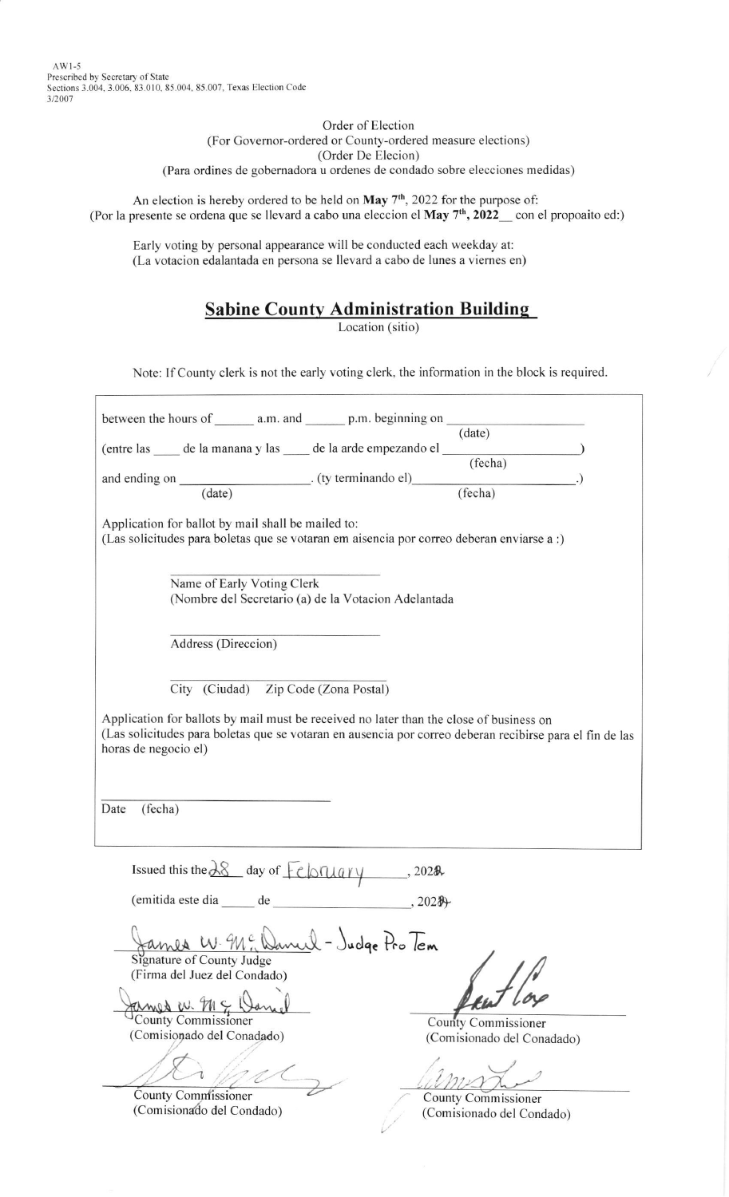AW1-5
Prescribed by Secretary of State
Sections 3.004, 3.006, 83.010, 85.004, 85.007, Texas Election Code
3/2007

Order of Election
(For Governor-ordered or County-ordered measure elections)
(Order De Elecion)
(Para ordines de gobernadora u ordenes de condado sobre elecciones medidas)

An election is hereby ordered to be held on **May 7th**, 2022 for the purpose of:
(Por la presente se ordena que se llevard a cabo una eleccion el **May 7th, 2022**\_\_ con el propoaito ed:)

Early voting by personal appearance will be conducted each weekday at:
(La votacion edalantada en persona se llevard a cabo de lunes a viernes en)

## Sabine County Administration Building

Location (sitio)

Note: If County clerk is not the early voting clerk, the information in the block is required.

between the hours of \_\_\_\_\_\_ a.m. and \_\_\_\_\_\_ p.m. beginning on \_\_\_\_\_\_\_\_\_\_\_\_\_\_\_\_\_\_\_\_
(date)
(entre las \_\_\_\_ de la manana y las \_\_\_\_ de la arde empezando el \_\_\_\_\_\_\_\_\_\_\_\_\_\_\_\_\_\_\_\_)
(fecha)
and ending on \_\_\_\_\_\_\_\_\_\_\_\_\_\_\_\_\_\_\_\_. (ty terminando el)\_\_\_\_\_\_\_\_\_\_\_\_\_\_\_\_\_\_\_\_.)
(date) (fecha)

Application for ballot by mail shall be mailed to:
(Las solicitudes para boletas que se votaran em aisencia por correo deberan enviarse a :)

\_\_\_\_\_\_\_\_\_\_\_\_\_\_\_\_\_\_\_\_\_\_\_\_\_\_\_\_\_\_
Name of Early Voting Clerk
(Nombre del Secretario (a) de la Votacion Adelantada

\_\_\_\_\_\_\_\_\_\_\_\_\_\_\_\_\_\_\_\_\_\_\_\_\_\_\_\_\_\_
Address (Direccion)

\_\_\_\_\_\_\_\_\_\_\_\_\_\_\_\_\_\_\_\_\_\_\_\_\_\_\_\_\_\_
City (Ciudad) Zip Code (Zona Postal)

Application for ballots by mail must be received no later than the close of business on
(Las solicitudes para boletas que se votaran en ausencia por correo deberan recibirse para el fin de las horas de negocio el)

\_\_\_\_\_\_\_\_\_\_\_\_\_\_\_\_\_\_\_\_\_\_\_\_\_\_\_\_\_\_
Date (fecha)

Issued this the 28 day of February, 2022

(emitida este dia \_\_\_\_\_ de \_\_\_\_\_\_\_\_\_\_\_\_\_\_\_\_\_\_\_\_, 2022)

James W. McDaniel - Judge Pro Tem
Signature of County Judge
(Firma del Juez del Condado)

James W. McDaniel
County Commissioner
(Comisionado del Conadado)

[signature]
County Commissioner
(Comisionado del Conadado)

[signature]
County Commissioner
(Comisionado del Condado)

[signature]
County Commissioner
(Comisionado del Condado)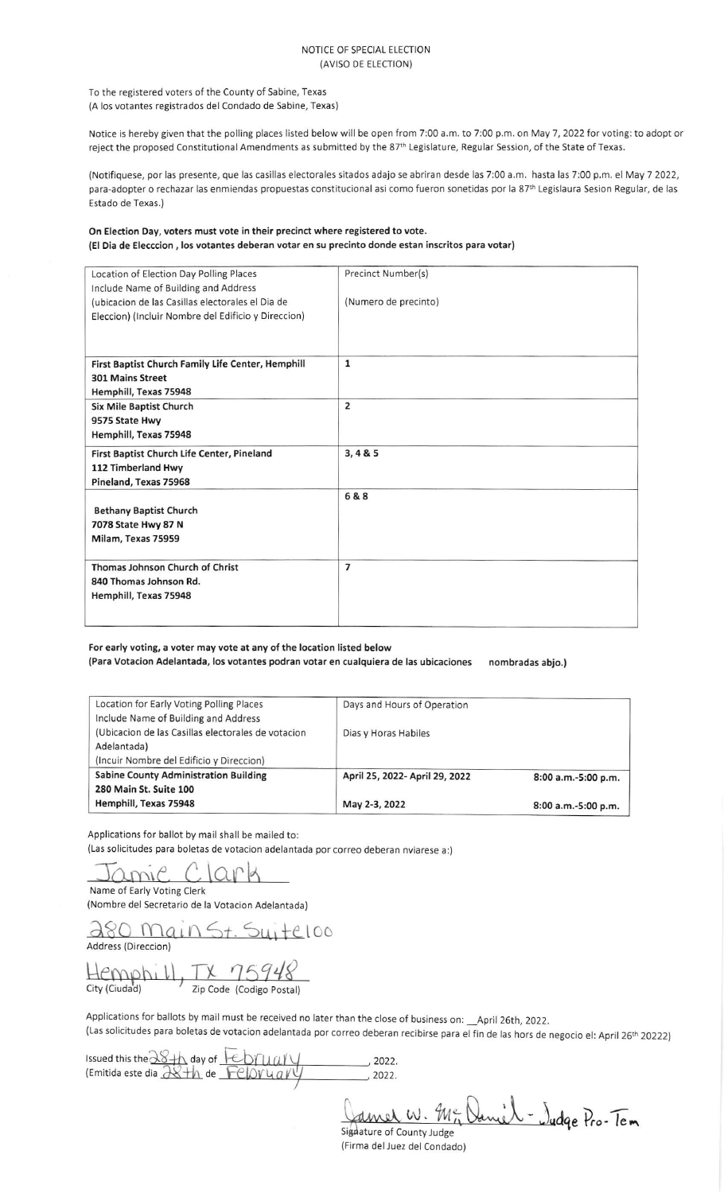NOTICE OF SPECIAL ELECTION
(AVISO DE ELECTION)

To the registered voters of the County of Sabine, Texas
(A los votantes registrados del Condado de Sabine, Texas)

Notice is hereby given that the polling places listed below will be open from 7:00 a.m. to 7:00 p.m. on May 7, 2022 for voting: to adopt or reject the proposed Constitutional Amendments as submitted by the 87th Legislature, Regular Session, of the State of Texas.

(Notifiquese, por las presente, que las casillas electorales sitados adajo se abriran desde las 7:00 a.m. hasta las 7:00 p.m. el May 7 2022, para-adopter o rechazar las enmiendas propuestas constitucional asi como fueron sonetidas por la 87th Legislaura Sesion Regular, de las Estado de Texas.)

**On Election Day, voters must vote in their precinct where registered to vote.**
**(El Dia de Elecccion , los votantes deberan votar en su precinto donde estan inscritos para votar)**

| Location of Election Day Polling Places Include Name of Building and Address (ubicacion de las Casillas electorales el Dia de Eleccion) (Incluir Nombre del Edificio y Direccion) | Precinct Number(s) (Numero de precinto) |
|---|---|
| **First Baptist Church Family Life Center, Hemphill**<br>**301 Mains Street**<br>**Hemphill, Texas 75948** | **1** |
| **Six Mile Baptist Church**<br>**9575 State Hwy**<br>**Hemphill, Texas 75948** | **2** |
| **First Baptist Church Life Center, Pineland**<br>**112 Timberland Hwy**<br>**Pineland, Texas 75968** | **3, 4 & 5** |
| **Bethany Baptist Church**<br>**7078 State Hwy 87 N**<br>**Milam, Texas 75959** | **6 & 8** |
| **Thomas Johnson Church of Christ**<br>**840 Thomas Johnson Rd.**<br>**Hemphill, Texas 75948** | **7** |

**For early voting, a voter may vote at any of the location listed below**
**(Para Votacion Adelantada, los votantes podran votar en cualquiera de las ubicaciones nombradas abjo.)**

| Location for Early Voting Polling Places Include Name of Building and Address (Ubicacion de las Casillas electorales de votacion Adelantada) (Incuir Nombre del Edificio y Direccion) | Days and Hours of Operation Dias y Horas Habiles | |
|---|---|---|
| **Sabine County Administration Building**<br>**280 Main St. Suite 100**<br>**Hemphill, Texas 75948** | **April 25, 2022- April 29, 2022** | **8:00 a.m.-5:00 p.m.** |
| | **May 2-3, 2022** | **8:00 a.m.-5:00 p.m.** |

Applications for ballot by mail shall be mailed to:
(Las solicitudes para boletas de votacion adelantada por correo deberan nviarese a:)

Jamie Clark
Name of Early Voting Clerk
(Nombre del Secretario de la Votacion Adelantada)

280 Main St. Suite100
Address (Direccion)

Hemphill, TX 75948
City (Ciudad) Zip Code (Codigo Postal)

Applications for ballots by mail must be received no later than the close of business on: April 26th, 2022.
(Las solicitudes para boletas de votacion adelantada por correo deberan recibirse para el fin de las hors de negocio el: April 26th 20222)

Issued this the 28th day of February, 2022.
(Emitida este dia 28th de February, 2022.

James W. McDaniel - Judge Pro-Tem
Signature of County Judge
(Firma del Juez del Condado)